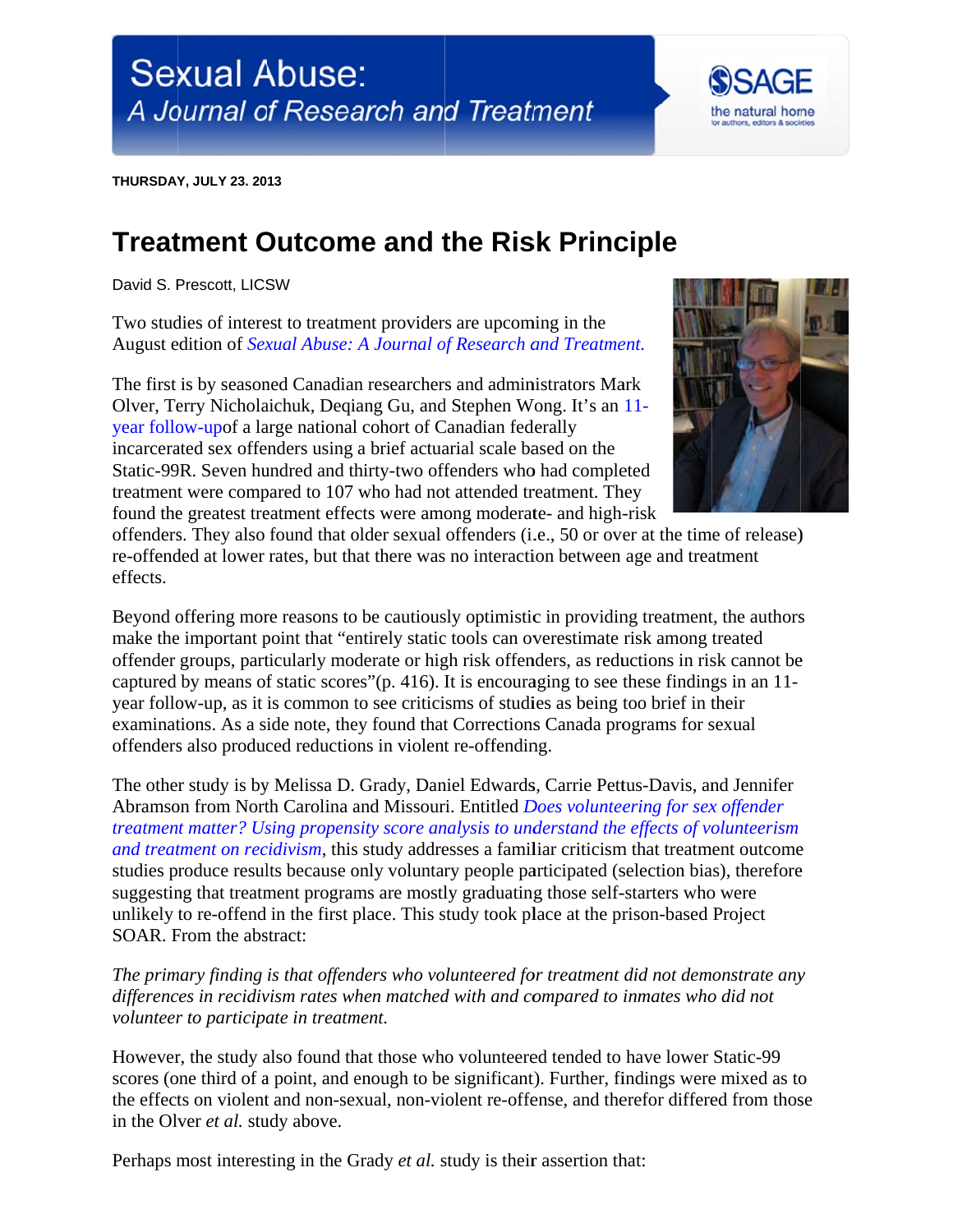Sexual Abuse:
*A Journal of Research and Treatment*

**THURSDAY, JULY 23. 2013**

# Treatment Outcome and the Risk Principle

David S. Prescott, LICSW

Two studies of interest to treatment providers are upcoming in the August edition of *Sexual Abuse: A Journal of Research and Treatment.*

The first is by seasoned Canadian researchers and administrators Mark Olver, Terry Nicholaichuk, Deqiang Gu, and Stephen Wong. It's an 11-year follow-upof a large national cohort of Canadian federally incarcerated sex offenders using a brief actuarial scale based on the Static-99R. Seven hundred and thirty-two offenders who had completed treatment were compared to 107 who had not attended treatment. They found the greatest treatment effects were among moderate- and high-risk offenders. They also found that older sexual offenders (i.e., 50 or over at the time of release) re-offended at lower rates, but that there was no interaction between age and treatment effects.

Beyond offering more reasons to be cautiously optimistic in providing treatment, the authors make the important point that "entirely static tools can overestimate risk among treated offender groups, particularly moderate or high risk offenders, as reductions in risk cannot be captured by means of static scores"(p. 416). It is encouraging to see these findings in an 11-year follow-up, as it is common to see criticisms of studies as being too brief in their examinations. As a side note, they found that Corrections Canada programs for sexual offenders also produced reductions in violent re-offending.

The other study is by Melissa D. Grady, Daniel Edwards, Carrie Pettus-Davis, and Jennifer Abramson from North Carolina and Missouri. Entitled *Does volunteering for sex offender treatment matter? Using propensity score analysis to understand the effects of volunteerism and treatment on recidivism*, this study addresses a familiar criticism that treatment outcome studies produce results because only voluntary people participated (selection bias), therefore suggesting that treatment programs are mostly graduating those self-starters who were unlikely to re-offend in the first place. This study took place at the prison-based Project SOAR. From the abstract:

*The primary finding is that offenders who volunteered for treatment did not demonstrate any differences in recidivism rates when matched with and compared to inmates who did not volunteer to participate in treatment.*

However, the study also found that those who volunteered tended to have lower Static-99 scores (one third of a point, and enough to be significant). Further, findings were mixed as to the effects on violent and non-sexual, non-violent re-offense, and therefor differed from those in the Olver *et al.* study above.

Perhaps most interesting in the Grady *et al.* study is their assertion that: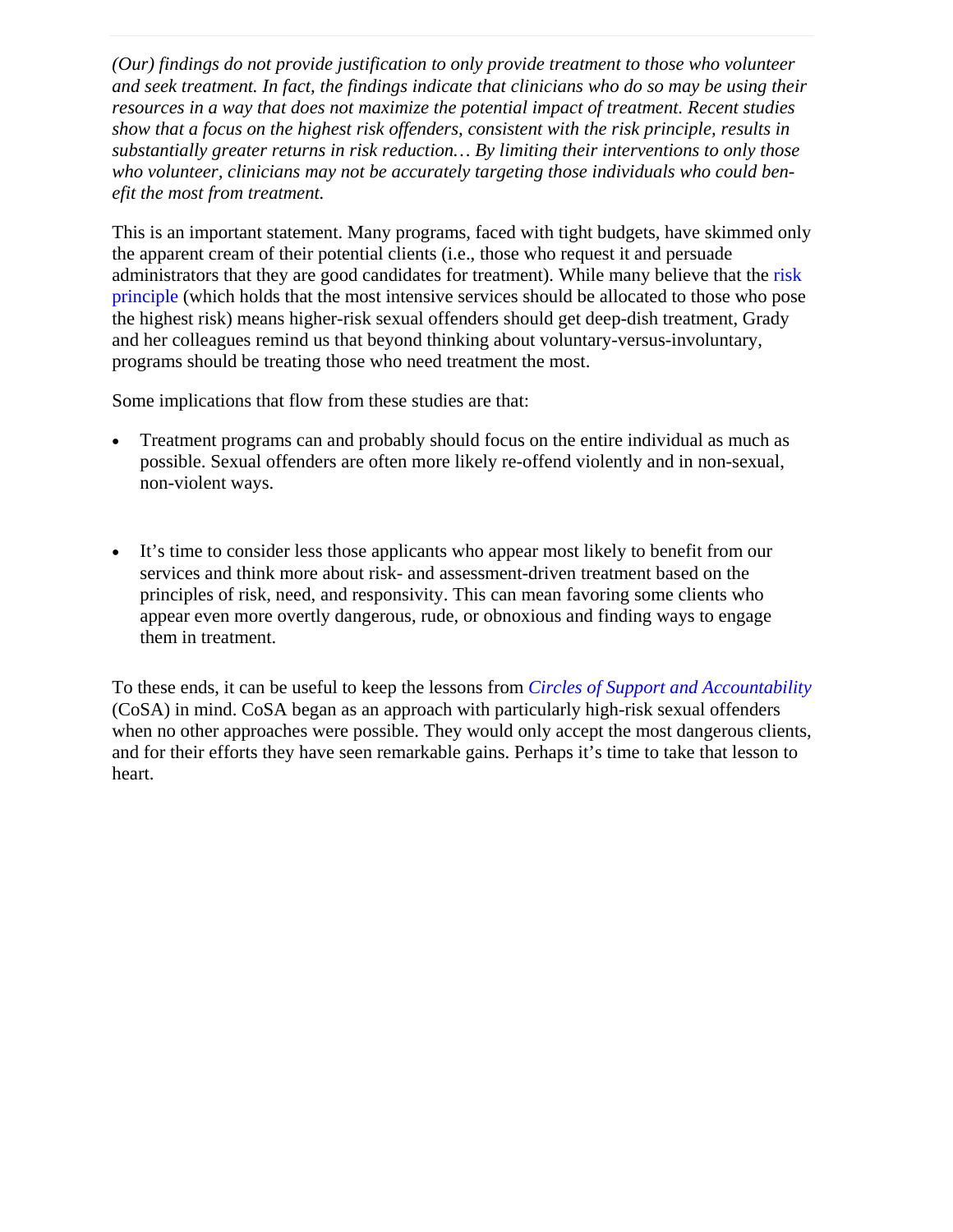*(Our) findings do not provide justification to only provide treatment to those who volunteer and seek treatment. In fact, the findings indicate that clinicians who do so may be using their resources in a way that does not maximize the potential impact of treatment. Recent studies show that a focus on the highest risk offenders, consistent with the risk principle, results in substantially greater returns in risk reduction… By limiting their interventions to only those who volunteer, clinicians may not be accurately targeting those individuals who could benefit the most from treatment.*

This is an important statement. Many programs, faced with tight budgets, have skimmed only the apparent cream of their potential clients (i.e., those who request it and persuade administrators that they are good candidates for treatment). While many believe that the risk principle (which holds that the most intensive services should be allocated to those who pose the highest risk) means higher-risk sexual offenders should get deep-dish treatment, Grady and her colleagues remind us that beyond thinking about voluntary-versus-involuntary, programs should be treating those who need treatment the most.

Some implications that flow from these studies are that:

- Treatment programs can and probably should focus on the entire individual as much as possible. Sexual offenders are often more likely re-offend violently and in non-sexual, non-violent ways.

- It's time to consider less those applicants who appear most likely to benefit from our services and think more about risk- and assessment-driven treatment based on the principles of risk, need, and responsivity. This can mean favoring some clients who appear even more overtly dangerous, rude, or obnoxious and finding ways to engage them in treatment.

To these ends, it can be useful to keep the lessons from *Circles of Support and Accountability* (CoSA) in mind. CoSA began as an approach with particularly high-risk sexual offenders when no other approaches were possible. They would only accept the most dangerous clients, and for their efforts they have seen remarkable gains. Perhaps it's time to take that lesson to heart.